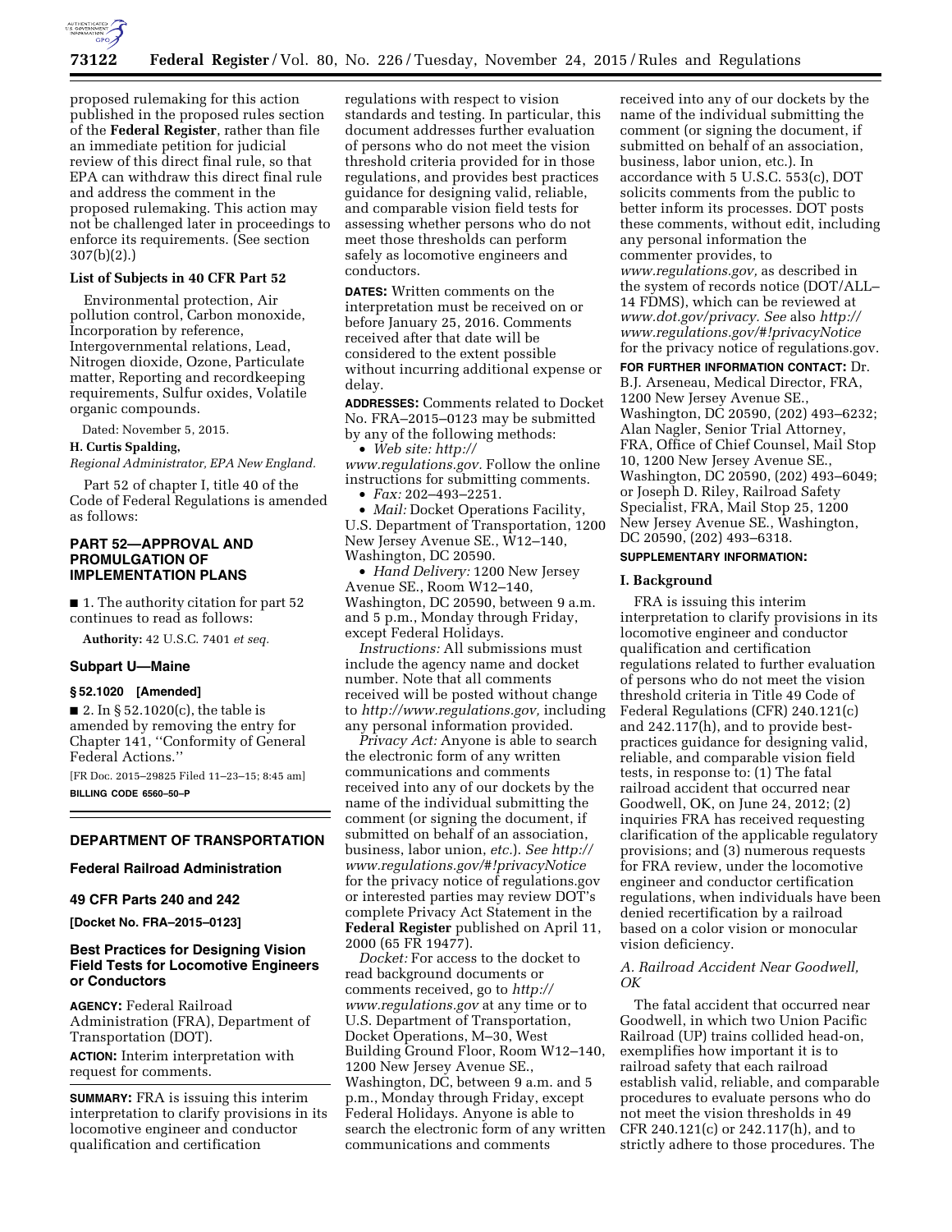proposed rulemaking for this action published in the proposed rules section of the **Federal Register**, rather than file an immediate petition for judicial review of this direct final rule, so that EPA can withdraw this direct final rule and address the comment in the proposed rulemaking. This action may not be challenged later in proceedings to enforce its requirements. (See section 307(b)(2).)

**List of Subjects in 40 CFR Part 52**

Environmental protection, Air pollution control, Carbon monoxide, Incorporation by reference, Intergovernmental relations, Lead, Nitrogen dioxide, Ozone, Particulate matter, Reporting and recordkeeping requirements, Sulfur oxides, Volatile organic compounds.

Dated: November 5, 2015.

**H. Curtis Spalding,**

*Regional Administrator, EPA New England.*

Part 52 of chapter I, title 40 of the Code of Federal Regulations is amended as follows:

## PART 52—APPROVAL AND PROMULGATION OF IMPLEMENTATION PLANS

■ 1. The authority citation for part 52 continues to read as follows:

**Authority:** 42 U.S.C. 7401 *et seq.*

### Subpart U—Maine

**§ 52.1020 [Amended]**

■ 2. In § 52.1020(c), the table is amended by removing the entry for Chapter 141, ''Conformity of General Federal Actions.''

[FR Doc. 2015–29825 Filed 11–23–15; 8:45 am]

**BILLING CODE 6560–50–P**

## DEPARTMENT OF TRANSPORTATION

### Federal Railroad Administration

### 49 CFR Parts 240 and 242

**[Docket No. FRA–2015–0123]**

### Best Practices for Designing Vision Field Tests for Locomotive Engineers or Conductors

**AGENCY:** Federal Railroad Administration (FRA), Department of Transportation (DOT).

**ACTION:** Interim interpretation with request for comments.

**SUMMARY:** FRA is issuing this interim interpretation to clarify provisions in its locomotive engineer and conductor qualification and certification regulations with respect to vision standards and testing. In particular, this document addresses further evaluation of persons who do not meet the vision threshold criteria provided for in those regulations, and provides best practices guidance for designing valid, reliable, and comparable vision field tests for assessing whether persons who do not meet those thresholds can perform safely as locomotive engineers and conductors.

**DATES:** Written comments on the interpretation must be received on or before January 25, 2016. Comments received after that date will be considered to the extent possible without incurring additional expense or delay.

**ADDRESSES:** Comments related to Docket No. FRA–2015–0123 may be submitted by any of the following methods:

- *Web site: http://www.regulations.gov.* Follow the online instructions for submitting comments.
- *Fax:* 202–493–2251.
- *Mail:* Docket Operations Facility, U.S. Department of Transportation, 1200 New Jersey Avenue SE., W12–140, Washington, DC 20590.
- *Hand Delivery:* 1200 New Jersey Avenue SE., Room W12–140, Washington, DC 20590, between 9 a.m. and 5 p.m., Monday through Friday, except Federal Holidays.

*Instructions:* All submissions must include the agency name and docket number. Note that all comments received will be posted without change to *http://www.regulations.gov,* including any personal information provided.

*Privacy Act:* Anyone is able to search the electronic form of any written communications and comments received into any of our dockets by the name of the individual submitting the comment (or signing the document, if submitted on behalf of an association, business, labor union, *etc.*). *See http://www.regulations.gov/#!privacyNotice* for the privacy notice of regulations.gov or interested parties may review DOT's complete Privacy Act Statement in the **Federal Register** published on April 11, 2000 (65 FR 19477).

*Docket:* For access to the docket to read background documents or comments received, go to *http://www.regulations.gov* at any time or to U.S. Department of Transportation, Docket Operations, M–30, West Building Ground Floor, Room W12–140, 1200 New Jersey Avenue SE., Washington, DC, between 9 a.m. and 5 p.m., Monday through Friday, except Federal Holidays. Anyone is able to search the electronic form of any written communications and comments received into any of our dockets by the name of the individual submitting the comment (or signing the document, if submitted on behalf of an association, business, labor union, etc.). In accordance with 5 U.S.C. 553(c), DOT solicits comments from the public to better inform its processes. DOT posts these comments, without edit, including any personal information the commenter provides, to *www.regulations.gov,* as described in the system of records notice (DOT/ALL–14 FDMS), which can be reviewed at *www.dot.gov/privacy. See* also *http://www.regulations.gov/#!privacyNotice* for the privacy notice of regulations.gov.

**FOR FURTHER INFORMATION CONTACT:** Dr. B.J. Arseneau, Medical Director, FRA, 1200 New Jersey Avenue SE., Washington, DC 20590, (202) 493–6232; Alan Nagler, Senior Trial Attorney, FRA, Office of Chief Counsel, Mail Stop 10, 1200 New Jersey Avenue SE., Washington, DC 20590, (202) 493–6049; or Joseph D. Riley, Railroad Safety Specialist, FRA, Mail Stop 25, 1200 New Jersey Avenue SE., Washington, DC 20590, (202) 493–6318.

**SUPPLEMENTARY INFORMATION:**

#### I. Background

FRA is issuing this interim interpretation to clarify provisions in its locomotive engineer and conductor qualification and certification regulations related to further evaluation of persons who do not meet the vision threshold criteria in Title 49 Code of Federal Regulations (CFR) 240.121(c) and 242.117(h), and to provide best-practices guidance for designing valid, reliable, and comparable vision field tests, in response to: (1) The fatal railroad accident that occurred near Goodwell, OK, on June 24, 2012; (2) inquiries FRA has received requesting clarification of the applicable regulatory provisions; and (3) numerous requests for FRA review, under the locomotive engineer and conductor certification regulations, when individuals have been denied recertification by a railroad based on a color vision or monocular vision deficiency.

*A. Railroad Accident Near Goodwell, OK*

The fatal accident that occurred near Goodwell, in which two Union Pacific Railroad (UP) trains collided head-on, exemplifies how important it is to railroad safety that each railroad establish valid, reliable, and comparable procedures to evaluate persons who do not meet the vision thresholds in 49 CFR 240.121(c) or 242.117(h), and to strictly adhere to those procedures. The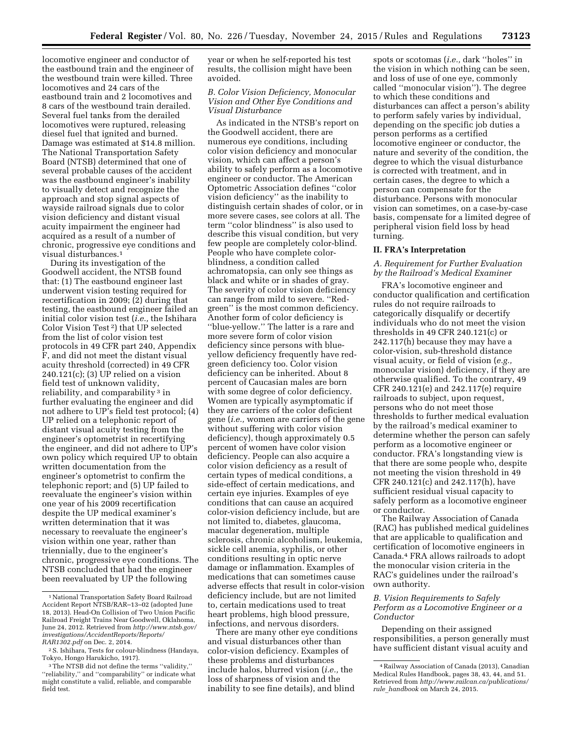locomotive engineer and conductor of the eastbound train and the engineer of the westbound train were killed. Three locomotives and 24 cars of the eastbound train and 2 locomotives and 8 cars of the westbound train derailed. Several fuel tanks from the derailed locomotives were ruptured, releasing diesel fuel that ignited and burned. Damage was estimated at $14.8 million. The National Transportation Safety Board (NTSB) determined that one of several probable causes of the accident was the eastbound engineer's inability to visually detect and recognize the approach and stop signal aspects of wayside railroad signals due to color vision deficiency and distant visual acuity impairment the engineer had acquired as a result of a number of chronic, progressive eye conditions and visual disturbances.[1]

During its investigation of the Goodwell accident, the NTSB found that: (1) The eastbound engineer last underwent vision testing required for recertification in 2009; (2) during that testing, the eastbound engineer failed an initial color vision test (*i.e.,* the Ishihara Color Vision Test [2]) that UP selected from the list of color vision test protocols in 49 CFR part 240, Appendix F, and did not meet the distant visual acuity threshold (corrected) in 49 CFR 240.121(c); (3) UP relied on a vision field test of unknown validity, reliability, and comparability [3] in further evaluating the engineer and did not adhere to UP's field test protocol; (4) UP relied on a telephonic report of distant visual acuity testing from the engineer's optometrist in recertifying the engineer, and did not adhere to UP's own policy which required UP to obtain written documentation from the engineer's optometrist to confirm the telephonic report; and (5) UP failed to reevaluate the engineer's vision within one year of his 2009 recertification despite the UP medical examiner's written determination that it was necessary to reevaluate the engineer's vision within one year, rather than triennially, due to the engineer's chronic, progressive eye conditions. The NTSB concluded that had the engineer been reevaluated by UP the following year or when he self-reported his test results, the collision might have been avoided.

### B. Color Vision Deficiency, Monocular Vision and Other Eye Conditions and Visual Disturbance

As indicated in the NTSB's report on the Goodwell accident, there are numerous eye conditions, including color vision deficiency and monocular vision, which can affect a person's ability to safely perform as a locomotive engineer or conductor. The American Optometric Association defines ''color vision deficiency'' as the inability to distinguish certain shades of color, or in more severe cases, see colors at all. The term ''color blindness'' is also used to describe this visual condition, but very few people are completely color-blind. People who have complete color-blindness, a condition called achromatopsia, can only see things as black and white or in shades of gray. The severity of color vision deficiency can range from mild to severe. ''Red-green'' is the most common deficiency. Another form of color deficiency is ''blue-yellow.'' The latter is a rare and more severe form of color vision deficiency since persons with blue-yellow deficiency frequently have red-green deficiency too. Color vision deficiency can be inherited. About 8 percent of Caucasian males are born with some degree of color deficiency. Women are typically asymptomatic if they are carriers of the color deficient gene (*i.e.,* women are carriers of the gene without suffering with color vision deficiency), though approximately 0.5 percent of women have color vision deficiency. People can also acquire a color vision deficiency as a result of certain types of medical conditions, a side-effect of certain medications, and certain eye injuries. Examples of eye conditions that can cause an acquired color-vision deficiency include, but are not limited to, diabetes, glaucoma, macular degeneration, multiple sclerosis, chronic alcoholism, leukemia, sickle cell anemia, syphilis, or other conditions resulting in optic nerve damage or inflammation. Examples of medications that can sometimes cause adverse effects that result in color-vision deficiency include, but are not limited to, certain medications used to treat heart problems, high blood pressure, infections, and nervous disorders.

There are many other eye conditions and visual disturbances other than color-vision deficiency. Examples of these problems and disturbances include halos, blurred vision (*i.e.,* the loss of sharpness of vision and the inability to see fine details), and blind spots or scotomas (*i.e.,* dark ''holes'' in the vision in which nothing can be seen, and loss of use of one eye, commonly called ''monocular vision''). The degree to which these conditions and disturbances can affect a person's ability to perform safely varies by individual, depending on the specific job duties a person performs as a certified locomotive engineer or conductor, the nature and severity of the condition, the degree to which the visual disturbance is corrected with treatment, and in certain cases, the degree to which a person can compensate for the disturbance. Persons with monocular vision can sometimes, on a case-by-case basis, compensate for a limited degree of peripheral vision field loss by head turning.

## II. FRA's Interpretation

### A. Requirement for Further Evaluation by the Railroad's Medical Examiner

FRA's locomotive engineer and conductor qualification and certification rules do not require railroads to categorically disqualify or decertify individuals who do not meet the vision thresholds in 49 CFR 240.121(c) or 242.117(h) because they may have a color-vision, sub-threshold distance visual acuity, or field of vision (*e.g.,* monocular vision) deficiency, if they are otherwise qualified. To the contrary, 49 CFR 240.121(e) and 242.117(e) require railroads to subject, upon request, persons who do not meet those thresholds to further medical evaluation by the railroad's medical examiner to determine whether the person can safely perform as a locomotive engineer or conductor. FRA's longstanding view is that there are some people who, despite not meeting the vision threshold in 49 CFR 240.121(c) and 242.117(h), have sufficient residual visual capacity to safely perform as a locomotive engineer or conductor.

The Railway Association of Canada (RAC) has published medical guidelines that are applicable to qualification and certification of locomotive engineers in Canada.[4] FRA allows railroads to adopt the monocular vision criteria in the RAC's guidelines under the railroad's own authority.

### B. Vision Requirements to Safely Perform as a Locomotive Engineer or a Conductor

Depending on their assigned responsibilities, a person generally must have sufficient distant visual acuity and

---

[1] National Transportation Safety Board Railroad Accident Report NTSB/RAR–13–02 (adopted June 18, 2013). Head-On Collision of Two Union Pacific Railroad Freight Trains Near Goodwell, Oklahoma, June 24, 2012. Retrieved from *http://www.ntsb.gov/investigations/AccidentReports/Reports/RAR1302.pdf* on Dec. 2, 2014.

[2] S. Ishihara, Tests for colour-blindness (Handaya, Tokyo, Hongo Harukicho, 1917).

[3] The NTSB did not define the terms ''validity,'' ''reliability,'' and ''comparability'' or indicate what might constitute a valid, reliable, and comparable field test.

[4] Railway Association of Canada (2013), Canadian Medical Rules Handbook, pages 38, 43, 44, and 51. Retrieved from *http://www.railcan.ca/publications/rule_handbook* on March 24, 2015.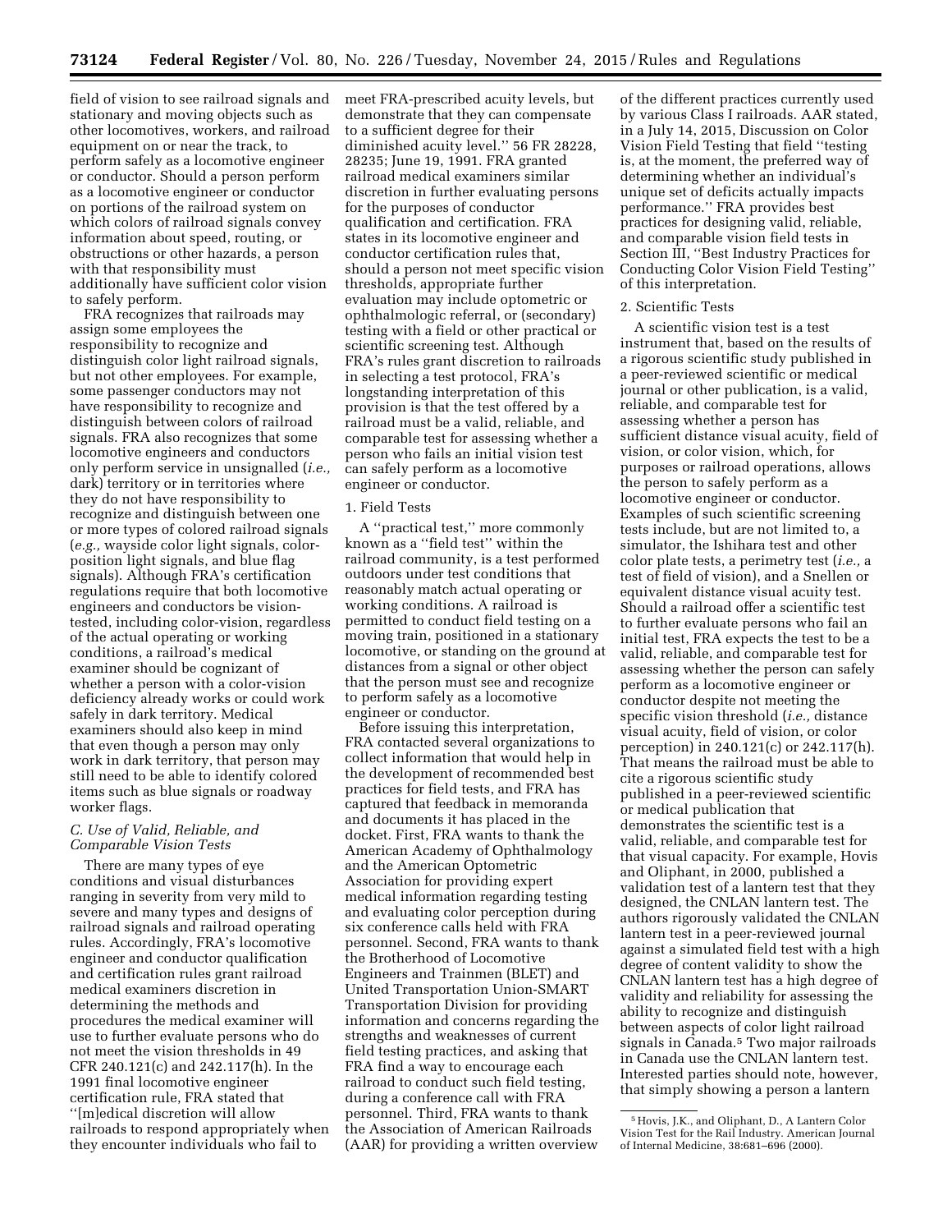field of vision to see railroad signals and stationary and moving objects such as other locomotives, workers, and railroad equipment on or near the track, to perform safely as a locomotive engineer or conductor. Should a person perform as a locomotive engineer or conductor on portions of the railroad system on which colors of railroad signals convey information about speed, routing, or obstructions or other hazards, a person with that responsibility must additionally have sufficient color vision to safely perform.

FRA recognizes that railroads may assign some employees the responsibility to recognize and distinguish color light railroad signals, but not other employees. For example, some passenger conductors may not have responsibility to recognize and distinguish between colors of railroad signals. FRA also recognizes that some locomotive engineers and conductors only perform service in unsignalled (*i.e.,* dark) territory or in territories where they do not have responsibility to recognize and distinguish between one or more types of colored railroad signals (*e.g.,* wayside color light signals, color-position light signals, and blue flag signals). Although FRA's certification regulations require that both locomotive engineers and conductors be vision-tested, including color-vision, regardless of the actual operating or working conditions, a railroad's medical examiner should be cognizant of whether a person with a color-vision deficiency already works or could work safely in dark territory. Medical examiners should also keep in mind that even though a person may only work in dark territory, that person may still need to be able to identify colored items such as blue signals or roadway worker flags.

### *C. Use of Valid, Reliable, and Comparable Vision Tests*

There are many types of eye conditions and visual disturbances ranging in severity from very mild to severe and many types and designs of railroad signals and railroad operating rules. Accordingly, FRA's locomotive engineer and conductor qualification and certification rules grant railroad medical examiners discretion in determining the methods and procedures the medical examiner will use to further evaluate persons who do not meet the vision thresholds in 49 CFR 240.121(c) and 242.117(h). In the 1991 final locomotive engineer certification rule, FRA stated that "[m]edical discretion will allow railroads to respond appropriately when they encounter individuals who fail to meet FRA-prescribed acuity levels, but demonstrate that they can compensate to a sufficient degree for their diminished acuity level." 56 FR 28228, 28235; June 19, 1991. FRA granted railroad medical examiners similar discretion in further evaluating persons for the purposes of conductor qualification and certification. FRA states in its locomotive engineer and conductor certification rules that, should a person not meet specific vision thresholds, appropriate further evaluation may include optometric or ophthalmologic referral, or (secondary) testing with a field or other practical or scientific screening test. Although FRA's rules grant discretion to railroads in selecting a test protocol, FRA's longstanding interpretation of this provision is that the test offered by a railroad must be a valid, reliable, and comparable test for assessing whether a person who fails an initial vision test can safely perform as a locomotive engineer or conductor.

#### 1. Field Tests

A "practical test," more commonly known as a "field test" within the railroad community, is a test performed outdoors under test conditions that reasonably match actual operating or working conditions. A railroad is permitted to conduct field testing on a moving train, positioned in a stationary locomotive, or standing on the ground at distances from a signal or other object that the person must see and recognize to perform safely as a locomotive engineer or conductor.

Before issuing this interpretation, FRA contacted several organizations to collect information that would help in the development of recommended best practices for field tests, and FRA has captured that feedback in memoranda and documents it has placed in the docket. First, FRA wants to thank the American Academy of Ophthalmology and the American Optometric Association for providing expert medical information regarding testing and evaluating color perception during six conference calls held with FRA personnel. Second, FRA wants to thank the Brotherhood of Locomotive Engineers and Trainmen (BLET) and United Transportation Union-SMART Transportation Division for providing information and concerns regarding the strengths and weaknesses of current field testing practices, and asking that FRA find a way to encourage each railroad to conduct such field testing, during a conference call with FRA personnel. Third, FRA wants to thank the Association of American Railroads (AAR) for providing a written overview of the different practices currently used by various Class I railroads. AAR stated, in a July 14, 2015, Discussion on Color Vision Field Testing that field "testing is, at the moment, the preferred way of determining whether an individual's unique set of deficits actually impacts performance." FRA provides best practices for designing valid, reliable, and comparable vision field tests in Section III, "Best Industry Practices for Conducting Color Vision Field Testing" of this interpretation.

#### 2. Scientific Tests

A scientific vision test is a test instrument that, based on the results of a rigorous scientific study published in a peer-reviewed scientific or medical journal or other publication, is a valid, reliable, and comparable test for assessing whether a person has sufficient distance visual acuity, field of vision, or color vision, which, for purposes or railroad operations, allows the person to safely perform as a locomotive engineer or conductor. Examples of such scientific screening tests include, but are not limited to, a simulator, the Ishihara test and other color plate tests, a perimetry test (*i.e.,* a test of field of vision), and a Snellen or equivalent distance visual acuity test. Should a railroad offer a scientific test to further evaluate persons who fail an initial test, FRA expects the test to be a valid, reliable, and comparable test for assessing whether the person can safely perform as a locomotive engineer or conductor despite not meeting the specific vision threshold (*i.e.,* distance visual acuity, field of vision, or color perception) in 240.121(c) or 242.117(h). That means the railroad must be able to cite a rigorous scientific study published in a peer-reviewed scientific or medical publication that demonstrates the scientific test is a valid, reliable, and comparable test for that visual capacity. For example, Hovis and Oliphant, in 2000, published a validation test of a lantern test that they designed, the CNLAN lantern test. The authors rigorously validated the CNLAN lantern test in a peer-reviewed journal against a simulated field test with a high degree of content validity to show the CNLAN lantern test has a high degree of validity and reliability for assessing the ability to recognize and distinguish between aspects of color light railroad signals in Canada.[5] Two major railroads in Canada use the CNLAN lantern test. Interested parties should note, however, that simply showing a person a lantern

[5] Hovis, J.K., and Oliphant, D., A Lantern Color Vision Test for the Rail Industry. American Journal of Internal Medicine, 38:681–696 (2000).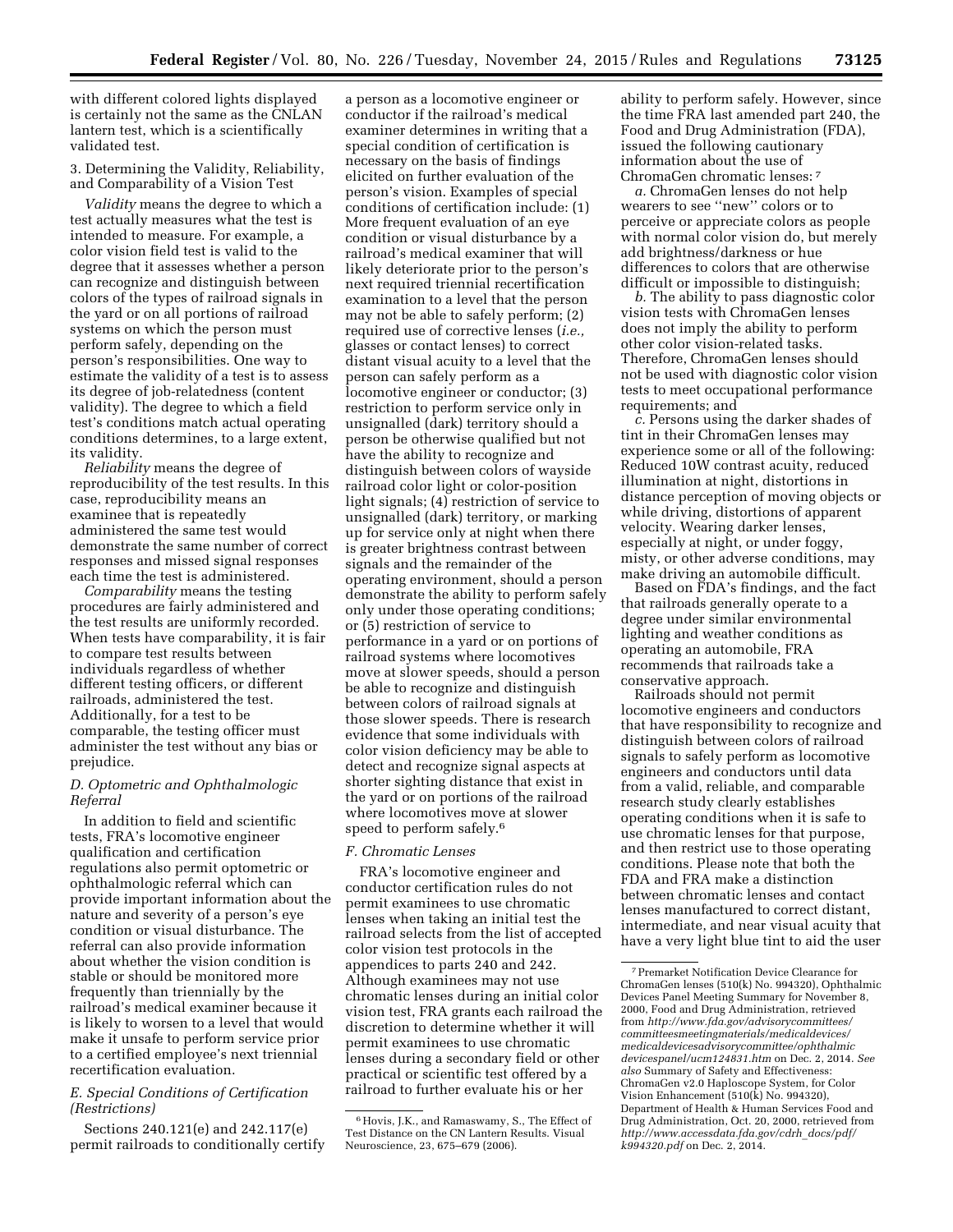with different colored lights displayed is certainly not the same as the CNLAN lantern test, which is a scientifically validated test.

3. Determining the Validity, Reliability, and Comparability of a Vision Test

*Validity* means the degree to which a test actually measures what the test is intended to measure. For example, a color vision field test is valid to the degree that it assesses whether a person can recognize and distinguish between colors of the types of railroad signals in the yard or on all portions of railroad systems on which the person must perform safely, depending on the person's responsibilities. One way to estimate the validity of a test is to assess its degree of job-relatedness (content validity). The degree to which a field test's conditions match actual operating conditions determines, to a large extent, its validity.

*Reliability* means the degree of reproducibility of the test results. In this case, reproducibility means an examinee that is repeatedly administered the same test would demonstrate the same number of correct responses and missed signal responses each time the test is administered.

*Comparability* means the testing procedures are fairly administered and the test results are uniformly recorded. When tests have comparability, it is fair to compare test results between individuals regardless of whether different testing officers, or different railroads, administered the test. Additionally, for a test to be comparable, the testing officer must administer the test without any bias or prejudice.

### *D. Optometric and Ophthalmologic Referral*

In addition to field and scientific tests, FRA's locomotive engineer qualification and certification regulations also permit optometric or ophthalmologic referral which can provide important information about the nature and severity of a person's eye condition or visual disturbance. The referral can also provide information about whether the vision condition is stable or should be monitored more frequently than triennially by the railroad's medical examiner because it is likely to worsen to a level that would make it unsafe to perform service prior to a certified employee's next triennial recertification evaluation.

### *E. Special Conditions of Certification (Restrictions)*

Sections 240.121(e) and 242.117(e) permit railroads to conditionally certify a person as a locomotive engineer or conductor if the railroad's medical examiner determines in writing that a special condition of certification is necessary on the basis of findings elicited on further evaluation of the person's vision. Examples of special conditions of certification include: (1) More frequent evaluation of an eye condition or visual disturbance by a railroad's medical examiner that will likely deteriorate prior to the person's next required triennial recertification examination to a level that the person may not be able to safely perform; (2) required use of corrective lenses (*i.e.,* glasses or contact lenses) to correct distant visual acuity to a level that the person can safely perform as a locomotive engineer or conductor; (3) restriction to perform service only in unsignalled (dark) territory should a person be otherwise qualified but not have the ability to recognize and distinguish between colors of wayside railroad color light or color-position light signals; (4) restriction of service to unsignalled (dark) territory, or marking up for service only at night when there is greater brightness contrast between signals and the remainder of the operating environment, should a person demonstrate the ability to perform safely only under those operating conditions; or (5) restriction of service to performance in a yard or on portions of railroad systems where locomotives move at slower speeds, should a person be able to recognize and distinguish between colors of railroad signals at those slower speeds. There is research evidence that some individuals with color vision deficiency may be able to detect and recognize signal aspects at shorter sighting distance that exist in the yard or on portions of the railroad where locomotives move at slower speed to perform safely.[6]

### *F. Chromatic Lenses*

FRA's locomotive engineer and conductor certification rules do not permit examinees to use chromatic lenses when taking an initial test the railroad selects from the list of accepted color vision test protocols in the appendices to parts 240 and 242. Although examinees may not use chromatic lenses during an initial color vision test, FRA grants each railroad the discretion to determine whether it will permit examinees to use chromatic lenses during a secondary field or other practical or scientific test offered by a railroad to further evaluate his or her ability to perform safely. However, since the time FRA last amended part 240, the Food and Drug Administration (FDA), issued the following cautionary information about the use of ChromaGen chromatic lenses:[7]

*a.* ChromaGen lenses do not help wearers to see ''new'' colors or to perceive or appreciate colors as people with normal color vision do, but merely add brightness/darkness or hue differences to colors that are otherwise difficult or impossible to distinguish;

*b.* The ability to pass diagnostic color vision tests with ChromaGen lenses does not imply the ability to perform other color vision-related tasks. Therefore, ChromaGen lenses should not be used with diagnostic color vision tests to meet occupational performance requirements; and

*c.* Persons using the darker shades of tint in their ChromaGen lenses may experience some or all of the following: Reduced 10W contrast acuity, reduced illumination at night, distortions in distance perception of moving objects or while driving, distortions of apparent velocity. Wearing darker lenses, especially at night, or under foggy, misty, or other adverse conditions, may make driving an automobile difficult.

Based on FDA's findings, and the fact that railroads generally operate to a degree under similar environmental lighting and weather conditions as operating an automobile, FRA recommends that railroads take a conservative approach.

Railroads should not permit locomotive engineers and conductors that have responsibility to recognize and distinguish between colors of railroad signals to safely perform as locomotive engineers and conductors until data from a valid, reliable, and comparable research study clearly establishes operating conditions when it is safe to use chromatic lenses for that purpose, and then restrict use to those operating conditions. Please note that both the FDA and FRA make a distinction between chromatic lenses and contact lenses manufactured to correct distant, intermediate, and near visual acuity that have a very light blue tint to aid the user

---

[6] Hovis, J.K., and Ramaswamy, S., The Effect of Test Distance on the CN Lantern Results. Visual Neuroscience, 23, 675–679 (2006).

[7] Premarket Notification Device Clearance for ChromaGen lenses (510(k) No. 994320), Ophthalmic Devices Panel Meeting Summary for November 8, 2000, Food and Drug Administration, retrieved from *http://www.fda.gov/advisorycommittees/committeesmeetingmaterials/medicaldevices/medicaldevicesadvisorycommittee/ophthalmicdevicespanel/ucm124831.htm* on Dec. 2, 2014. *See also* Summary of Safety and Effectiveness: ChromaGen v2.0 Haploscope System, for Color Vision Enhancement (510(k) No. 994320), Department of Health & Human Services Food and Drug Administration, Oct. 20, 2000, retrieved from *http://www.accessdata.fda.gov/cdrh_docs/pdf/k994320.pdf* on Dec. 2, 2014.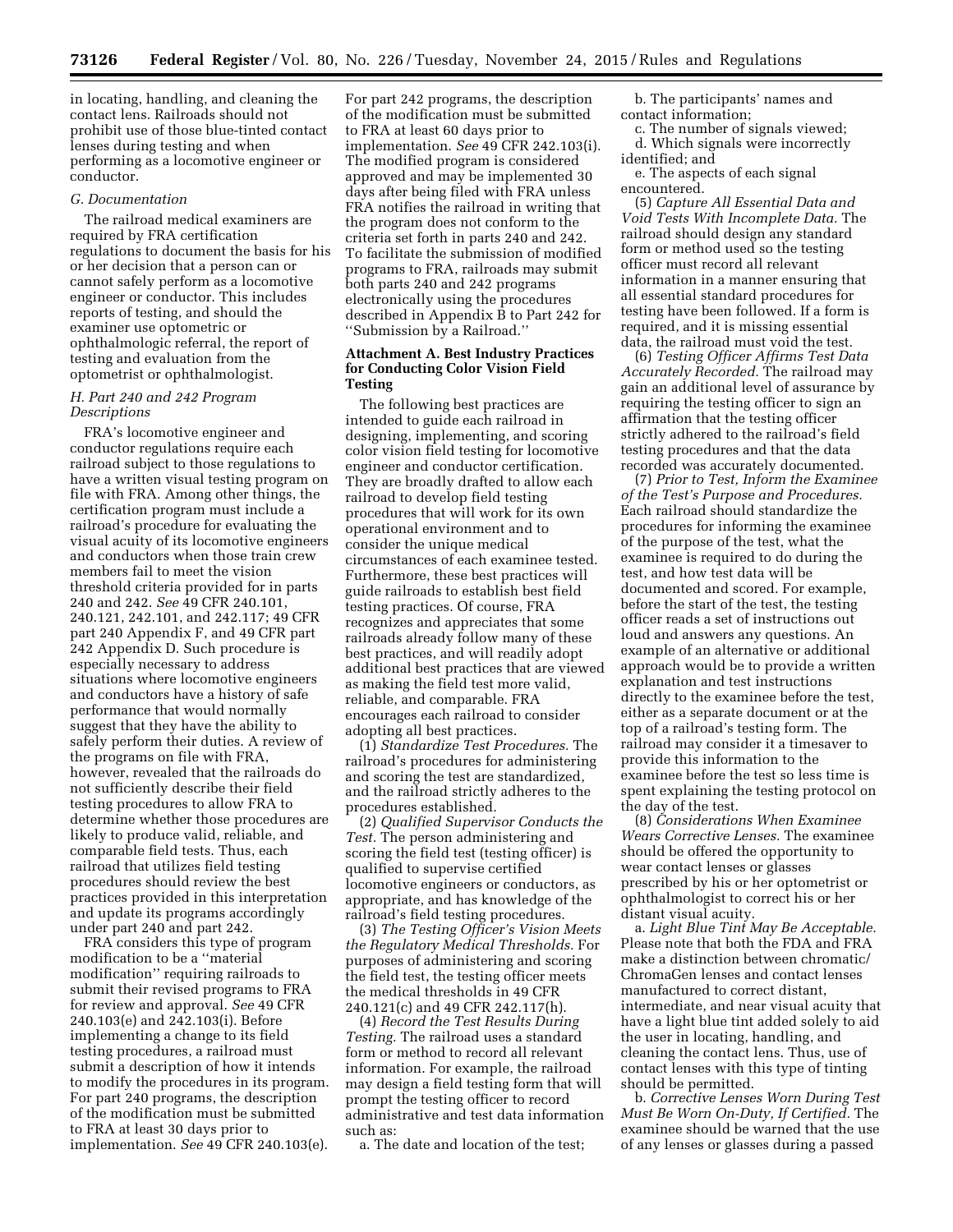in locating, handling, and cleaning the contact lens. Railroads should not prohibit use of those blue-tinted contact lenses during testing and when performing as a locomotive engineer or conductor.

### *G. Documentation*

The railroad medical examiners are required by FRA certification regulations to document the basis for his or her decision that a person can or cannot safely perform as a locomotive engineer or conductor. This includes reports of testing, and should the examiner use optometric or ophthalmologic referral, the report of testing and evaluation from the optometrist or ophthalmologist.

### *H. Part 240 and 242 Program Descriptions*

FRA's locomotive engineer and conductor regulations require each railroad subject to those regulations to have a written visual testing program on file with FRA. Among other things, the certification program must include a railroad's procedure for evaluating the visual acuity of its locomotive engineers and conductors when those train crew members fail to meet the vision threshold criteria provided for in parts 240 and 242. *See* 49 CFR 240.101, 240.121, 242.101, and 242.117; 49 CFR part 240 Appendix F, and 49 CFR part 242 Appendix D. Such procedure is especially necessary to address situations where locomotive engineers and conductors have a history of safe performance that would normally suggest that they have the ability to safely perform their duties. A review of the programs on file with FRA, however, revealed that the railroads do not sufficiently describe their field testing procedures to allow FRA to determine whether those procedures are likely to produce valid, reliable, and comparable field tests. Thus, each railroad that utilizes field testing procedures should review the best practices provided in this interpretation and update its programs accordingly under part 240 and part 242.

FRA considers this type of program modification to be a ''material modification'' requiring railroads to submit their revised programs to FRA for review and approval. *See* 49 CFR 240.103(e) and 242.103(i). Before implementing a change to its field testing procedures, a railroad must submit a description of how it intends to modify the procedures in its program. For part 240 programs, the description of the modification must be submitted to FRA at least 30 days prior to implementation. *See* 49 CFR 240.103(e). For part 242 programs, the description of the modification must be submitted to FRA at least 60 days prior to implementation. *See* 49 CFR 242.103(i). The modified program is considered approved and may be implemented 30 days after being filed with FRA unless FRA notifies the railroad in writing that the program does not conform to the criteria set forth in parts 240 and 242. To facilitate the submission of modified programs to FRA, railroads may submit both parts 240 and 242 programs electronically using the procedures described in Appendix B to Part 242 for ''Submission by a Railroad.''

## Attachment A. Best Industry Practices for Conducting Color Vision Field Testing

The following best practices are intended to guide each railroad in designing, implementing, and scoring color vision field testing for locomotive engineer and conductor certification. They are broadly drafted to allow each railroad to develop field testing procedures that will work for its own operational environment and to consider the unique medical circumstances of each examinee tested. Furthermore, these best practices will guide railroads to establish best field testing practices. Of course, FRA recognizes and appreciates that some railroads already follow many of these best practices, and will readily adopt additional best practices that are viewed as making the field test more valid, reliable, and comparable. FRA encourages each railroad to consider adopting all best practices.

(1) *Standardize Test Procedures.* The railroad's procedures for administering and scoring the test are standardized, and the railroad strictly adheres to the procedures established.

(2) *Qualified Supervisor Conducts the Test.* The person administering and scoring the field test (testing officer) is qualified to supervise certified locomotive engineers or conductors, as appropriate, and has knowledge of the railroad's field testing procedures.

(3) *The Testing Officer's Vision Meets the Regulatory Medical Thresholds.* For purposes of administering and scoring the field test, the testing officer meets the medical thresholds in 49 CFR 240.121(c) and 49 CFR 242.117(h).

(4) *Record the Test Results During Testing.* The railroad uses a standard form or method to record all relevant information. For example, the railroad may design a field testing form that will prompt the testing officer to record administrative and test data information such as:

a. The date and location of the test;

b. The participants' names and contact information;

c. The number of signals viewed;

d. Which signals were incorrectly identified; and

e. The aspects of each signal encountered.

(5) *Capture All Essential Data and Void Tests With Incomplete Data.* The railroad should design any standard form or method used so the testing officer must record all relevant information in a manner ensuring that all essential standard procedures for testing have been followed. If a form is required, and it is missing essential data, the railroad must void the test.

(6) *Testing Officer Affirms Test Data Accurately Recorded.* The railroad may gain an additional level of assurance by requiring the testing officer to sign an affirmation that the testing officer strictly adhered to the railroad's field testing procedures and that the data recorded was accurately documented.

(7) *Prior to Test, Inform the Examinee of the Test's Purpose and Procedures.* Each railroad should standardize the procedures for informing the examinee of the purpose of the test, what the examinee is required to do during the test, and how test data will be documented and scored. For example, before the start of the test, the testing officer reads a set of instructions out loud and answers any questions. An example of an alternative or additional approach would be to provide a written explanation and test instructions directly to the examinee before the test, either as a separate document or at the top of a railroad's testing form. The railroad may consider it a timesaver to provide this information to the examinee before the test so less time is spent explaining the testing protocol on the day of the test.

(8) *Considerations When Examinee Wears Corrective Lenses.* The examinee should be offered the opportunity to wear contact lenses or glasses prescribed by his or her optometrist or ophthalmologist to correct his or her distant visual acuity.

a. *Light Blue Tint May Be Acceptable.* Please note that both the FDA and FRA make a distinction between chromatic/ChromaGen lenses and contact lenses manufactured to correct distant, intermediate, and near visual acuity that have a light blue tint added solely to aid the user in locating, handling, and cleaning the contact lens. Thus, use of contact lenses with this type of tinting should be permitted.

b. *Corrective Lenses Worn During Test Must Be Worn On-Duty, If Certified.* The examinee should be warned that the use of any lenses or glasses during a passed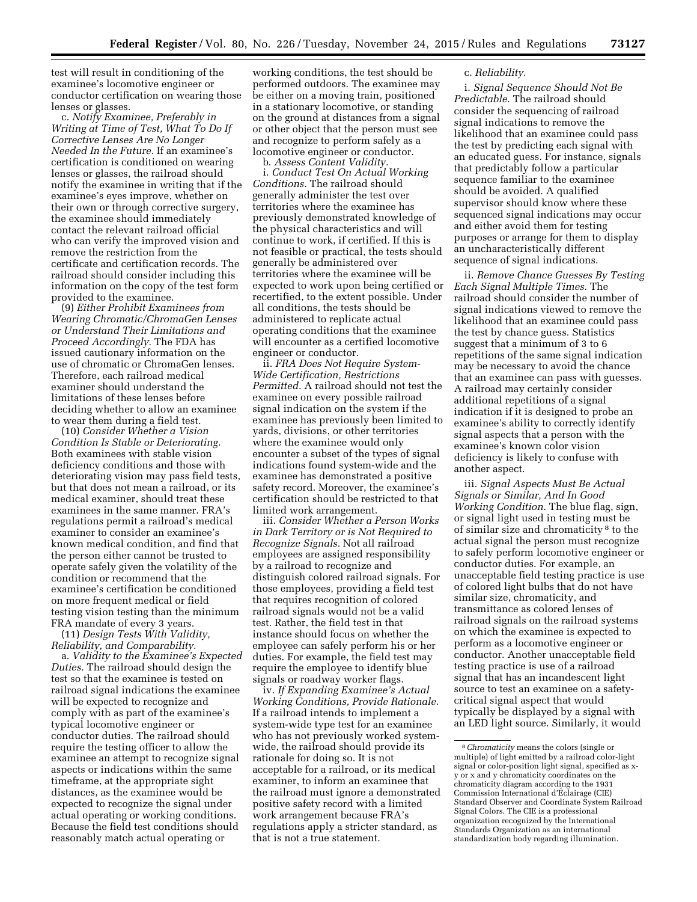test will result in conditioning of the examinee's locomotive engineer or conductor certification on wearing those lenses or glasses.

c. *Notify Examinee, Preferably in Writing at Time of Test, What To Do If Corrective Lenses Are No Longer Needed In the Future.* If an examinee's certification is conditioned on wearing lenses or glasses, the railroad should notify the examinee in writing that if the examinee's eyes improve, whether on their own or through corrective surgery, the examinee should immediately contact the relevant railroad official who can verify the improved vision and remove the restriction from the certificate and certification records. The railroad should consider including this information on the copy of the test form provided to the examinee.

(9) *Either Prohibit Examinees from Wearing Chromatic/ChromaGen Lenses or Understand Their Limitations and Proceed Accordingly.* The FDA has issued cautionary information on the use of chromatic or ChromaGen lenses. Therefore, each railroad medical examiner should understand the limitations of these lenses before deciding whether to allow an examinee to wear them during a field test.

(10) *Consider Whether a Vision Condition Is Stable or Deteriorating.* Both examinees with stable vision deficiency conditions and those with deteriorating vision may pass field tests, but that does not mean a railroad, or its medical examiner, should treat these examinees in the same manner. FRA's regulations permit a railroad's medical examiner to consider an examinee's known medical condition, and find that the person either cannot be trusted to operate safely given the volatility of the condition or recommend that the examinee's certification be conditioned on more frequent medical or field testing vision testing than the minimum FRA mandate of every 3 years.

(11) *Design Tests With Validity, Reliability, and Comparability.*

a. *Validity to the Examinee's Expected Duties.* The railroad should design the test so that the examinee is tested on railroad signal indications the examinee will be expected to recognize and comply with as part of the examinee's typical locomotive engineer or conductor duties. The railroad should require the testing officer to allow the examinee an attempt to recognize signal aspects or indications within the same timeframe, at the appropriate sight distances, as the examinee would be expected to recognize the signal under actual operating or working conditions. Because the field test conditions should reasonably match actual operating or working conditions, the test should be performed outdoors. The examinee may be either on a moving train, positioned in a stationary locomotive, or standing on the ground at distances from a signal or other object that the person must see and recognize to perform safely as a locomotive engineer or conductor.

b. *Assess Content Validity.*

i. *Conduct Test On Actual Working Conditions.* The railroad should generally administer the test over territories where the examinee has previously demonstrated knowledge of the physical characteristics and will continue to work, if certified. If this is not feasible or practical, the tests should generally be administered over territories where the examinee will be expected to work upon being certified or recertified, to the extent possible. Under all conditions, the tests should be administered to replicate actual operating conditions that the examinee will encounter as a certified locomotive engineer or conductor.

ii. *FRA Does Not Require System-Wide Certification, Restrictions Permitted.* A railroad should not test the examinee on every possible railroad signal indication on the system if the examinee has previously been limited to yards, divisions, or other territories where the examinee would only encounter a subset of the types of signal indications found system-wide and the examinee has demonstrated a positive safety record. Moreover, the examinee's certification should be restricted to that limited work arrangement.

iii. *Consider Whether a Person Works in Dark Territory or is Not Required to Recognize Signals.* Not all railroad employees are assigned responsibility by a railroad to recognize and distinguish colored railroad signals. For those employees, providing a field test that requires recognition of colored railroad signals would not be a valid test. Rather, the field test in that instance should focus on whether the employee can safely perform his or her duties. For example, the field test may require the employee to identify blue signals or roadway worker flags.

iv. *If Expanding Examinee's Actual Working Conditions, Provide Rationale.* If a railroad intends to implement a system-wide type test for an examinee who has not previously worked system-wide, the railroad should provide its rationale for doing so. It is not acceptable for a railroad, or its medical examiner, to inform an examinee that the railroad must ignore a demonstrated positive safety record with a limited work arrangement because FRA's regulations apply a stricter standard, as that is not a true statement.

c. *Reliability.*

i. *Signal Sequence Should Not Be Predictable.* The railroad should consider the sequencing of railroad signal indications to remove the likelihood that an examinee could pass the test by predicting each signal with an educated guess. For instance, signals that predictably follow a particular sequence familiar to the examinee should be avoided. A qualified supervisor should know where these sequenced signal indications may occur and either avoid them for testing purposes or arrange for them to display an uncharacteristically different sequence of signal indications.

ii. *Remove Chance Guesses By Testing Each Signal Multiple Times.* The railroad should consider the number of signal indications viewed to remove the likelihood that an examinee could pass the test by chance guess. Statistics suggest that a minimum of 3 to 6 repetitions of the same signal indication may be necessary to avoid the chance that an examinee can pass with guesses. A railroad may certainly consider additional repetitions of a signal indication if it is designed to probe an examinee's ability to correctly identify signal aspects that a person with the examinee's known color vision deficiency is likely to confuse with another aspect.

iii. *Signal Aspects Must Be Actual Signals or Similar, And In Good Working Condition.* The blue flag, sign, or signal light used in testing must be of similar size and chromaticity [8] to the actual signal the person must recognize to safely perform locomotive engineer or conductor duties. For example, an unacceptable field testing practice is use of colored light bulbs that do not have similar size, chromaticity, and transmittance as colored lenses of railroad signals on the railroad systems on which the examinee is expected to perform as a locomotive engineer or conductor. Another unacceptable field testing practice is use of a railroad signal that has an incandescent light source to test an examinee on a safety-critical signal aspect that would typically be displayed by a signal with an LED light source. Similarly, it would

[8] *Chromaticity* means the colors (single or multiple) of light emitted by a railroad color-light signal or color-position light signal, specified as x-y or x and y chromaticity coordinates on the chromaticity diagram according to the 1931 Commission International d'Éclairage (CIE) Standard Observer and Coordinate System Railroad Signal Colors. The CIE is a professional organization recognized by the International Standards Organization as an international standardization body regarding illumination.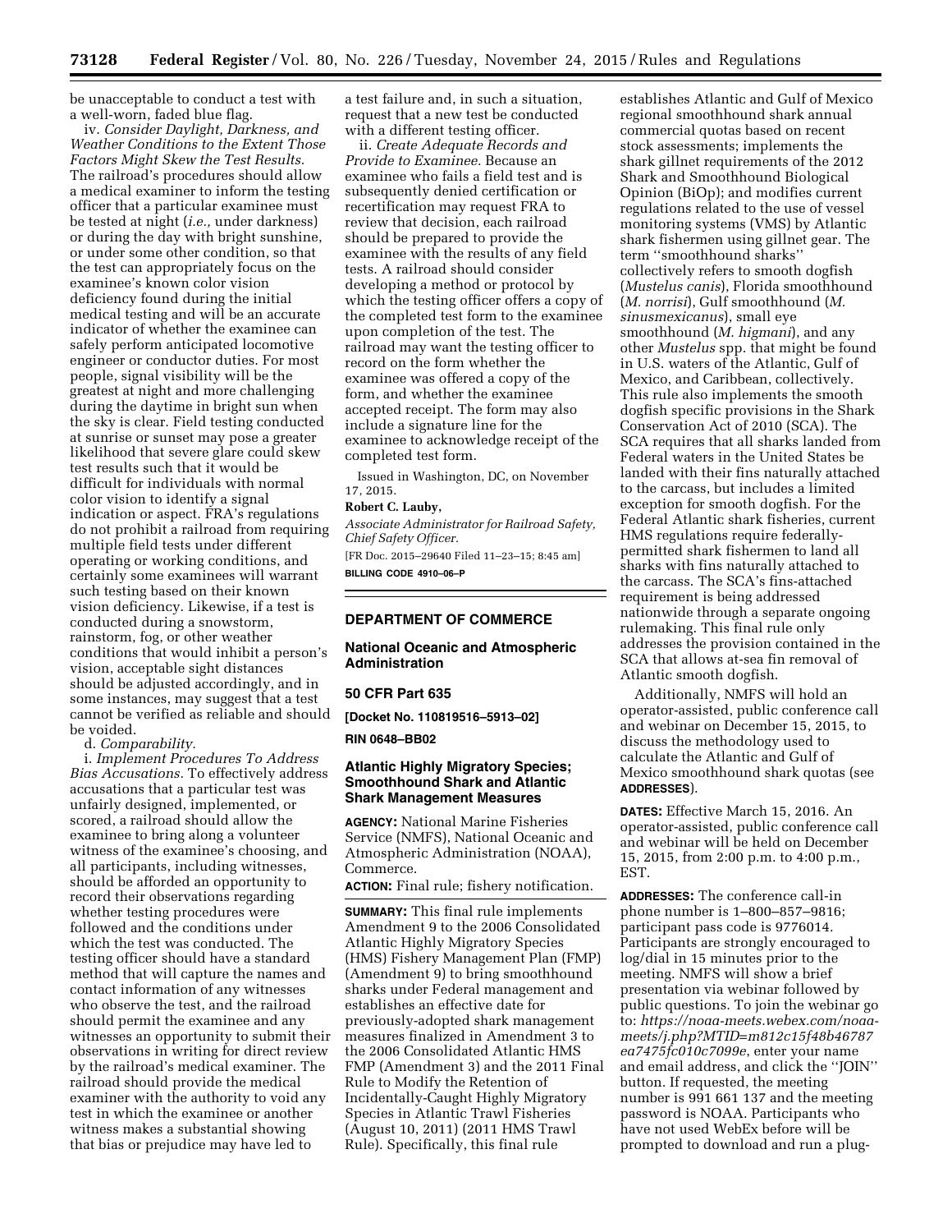be unacceptable to conduct a test with a well-worn, faded blue flag.

iv. *Consider Daylight, Darkness, and Weather Conditions to the Extent Those Factors Might Skew the Test Results.* The railroad's procedures should allow a medical examiner to inform the testing officer that a particular examinee must be tested at night (*i.e.,* under darkness) or during the day with bright sunshine, or under some other condition, so that the test can appropriately focus on the examinee's known color vision deficiency found during the initial medical testing and will be an accurate indicator of whether the examinee can safely perform anticipated locomotive engineer or conductor duties. For most people, signal visibility will be the greatest at night and more challenging during the daytime in bright sun when the sky is clear. Field testing conducted at sunrise or sunset may pose a greater likelihood that severe glare could skew test results such that it would be difficult for individuals with normal color vision to identify a signal indication or aspect. FRA's regulations do not prohibit a railroad from requiring multiple field tests under different operating or working conditions, and certainly some examinees will warrant such testing based on their known vision deficiency. Likewise, if a test is conducted during a snowstorm, rainstorm, fog, or other weather conditions that would inhibit a person's vision, acceptable sight distances should be adjusted accordingly, and in some instances, may suggest that a test cannot be verified as reliable and should be voided.

d. *Comparability.*

i. *Implement Procedures To Address Bias Accusations.* To effectively address accusations that a particular test was unfairly designed, implemented, or scored, a railroad should allow the examinee to bring along a volunteer witness of the examinee's choosing, and all participants, including witnesses, should be afforded an opportunity to record their observations regarding whether testing procedures were followed and the conditions under which the test was conducted. The testing officer should have a standard method that will capture the names and contact information of any witnesses who observe the test, and the railroad should permit the examinee and any witnesses an opportunity to submit their observations in writing for direct review by the railroad's medical examiner. The railroad should provide the medical examiner with the authority to void any test in which the examinee or another witness makes a substantial showing that bias or prejudice may have led to a test failure and, in such a situation, request that a new test be conducted with a different testing officer.

ii. *Create Adequate Records and Provide to Examinee.* Because an examinee who fails a field test and is subsequently denied certification or recertification may request FRA to review that decision, each railroad should be prepared to provide the examinee with the results of any field tests. A railroad should consider developing a method or protocol by which the testing officer offers a copy of the completed test form to the examinee upon completion of the test. The railroad may want the testing officer to record on the form whether the examinee was offered a copy of the form, and whether the examinee accepted receipt. The form may also include a signature line for the examinee to acknowledge receipt of the completed test form.

Issued in Washington, DC, on November 17, 2015.

**Robert C. Lauby,**

*Associate Administrator for Railroad Safety, Chief Safety Officer.*

[FR Doc. 2015–29640 Filed 11–23–15; 8:45 am]

**BILLING CODE 4910–06–P**

## DEPARTMENT OF COMMERCE

### National Oceanic and Atmospheric Administration

### 50 CFR Part 635

**[Docket No. 110819516–5913–02]**

**RIN 0648–BB02**

### Atlantic Highly Migratory Species; Smoothhound Shark and Atlantic Shark Management Measures

**AGENCY:** National Marine Fisheries Service (NMFS), National Oceanic and Atmospheric Administration (NOAA), Commerce.

**ACTION:** Final rule; fishery notification.

**SUMMARY:** This final rule implements Amendment 9 to the 2006 Consolidated Atlantic Highly Migratory Species (HMS) Fishery Management Plan (FMP) (Amendment 9) to bring smoothhound sharks under Federal management and establishes an effective date for previously-adopted shark management measures finalized in Amendment 3 to the 2006 Consolidated Atlantic HMS FMP (Amendment 3) and the 2011 Final Rule to Modify the Retention of Incidentally-Caught Highly Migratory Species in Atlantic Trawl Fisheries (August 10, 2011) (2011 HMS Trawl Rule). Specifically, this final rule establishes Atlantic and Gulf of Mexico regional smoothhound shark annual commercial quotas based on recent stock assessments; implements the shark gillnet requirements of the 2012 Shark and Smoothhound Biological Opinion (BiOp); and modifies current regulations related to the use of vessel monitoring systems (VMS) by Atlantic shark fishermen using gillnet gear. The term "smoothhound sharks" collectively refers to smooth dogfish (*Mustelus canis*), Florida smoothhound (*M. norrisi*), Gulf smoothhound (*M. sinusmexicanus*), small eye smoothhound (*M. higmani*), and any other *Mustelus* spp. that might be found in U.S. waters of the Atlantic, Gulf of Mexico, and Caribbean, collectively. This rule also implements the smooth dogfish specific provisions in the Shark Conservation Act of 2010 (SCA). The SCA requires that all sharks landed from Federal waters in the United States be landed with their fins naturally attached to the carcass, but includes a limited exception for smooth dogfish. For the Federal Atlantic shark fisheries, current HMS regulations require federally-permitted shark fishermen to land all sharks with fins naturally attached to the carcass. The SCA's fins-attached requirement is being addressed nationwide through a separate ongoing rulemaking. This final rule only addresses the provision contained in the SCA that allows at-sea fin removal of Atlantic smooth dogfish.

Additionally, NMFS will hold an operator-assisted, public conference call and webinar on December 15, 2015, to discuss the methodology used to calculate the Atlantic and Gulf of Mexico smoothhound shark quotas (see **ADDRESSES**).

**DATES:** Effective March 15, 2016. An operator-assisted, public conference call and webinar will be held on December 15, 2015, from 2:00 p.m. to 4:00 p.m., EST.

**ADDRESSES:** The conference call-in phone number is 1–800–857–9816; participant pass code is 9776014. Participants are strongly encouraged to log/dial in 15 minutes prior to the meeting. NMFS will show a brief presentation via webinar followed by public questions. To join the webinar go to: *https://noaa-meets.webex.com/noaa-meets/j.php?MTID=m812c15f48b46787ea7475fc010c7099e*, enter your name and email address, and click the "JOIN" button. If requested, the meeting number is 991 661 137 and the meeting password is NOAA. Participants who have not used WebEx before will be prompted to download and run a plug-